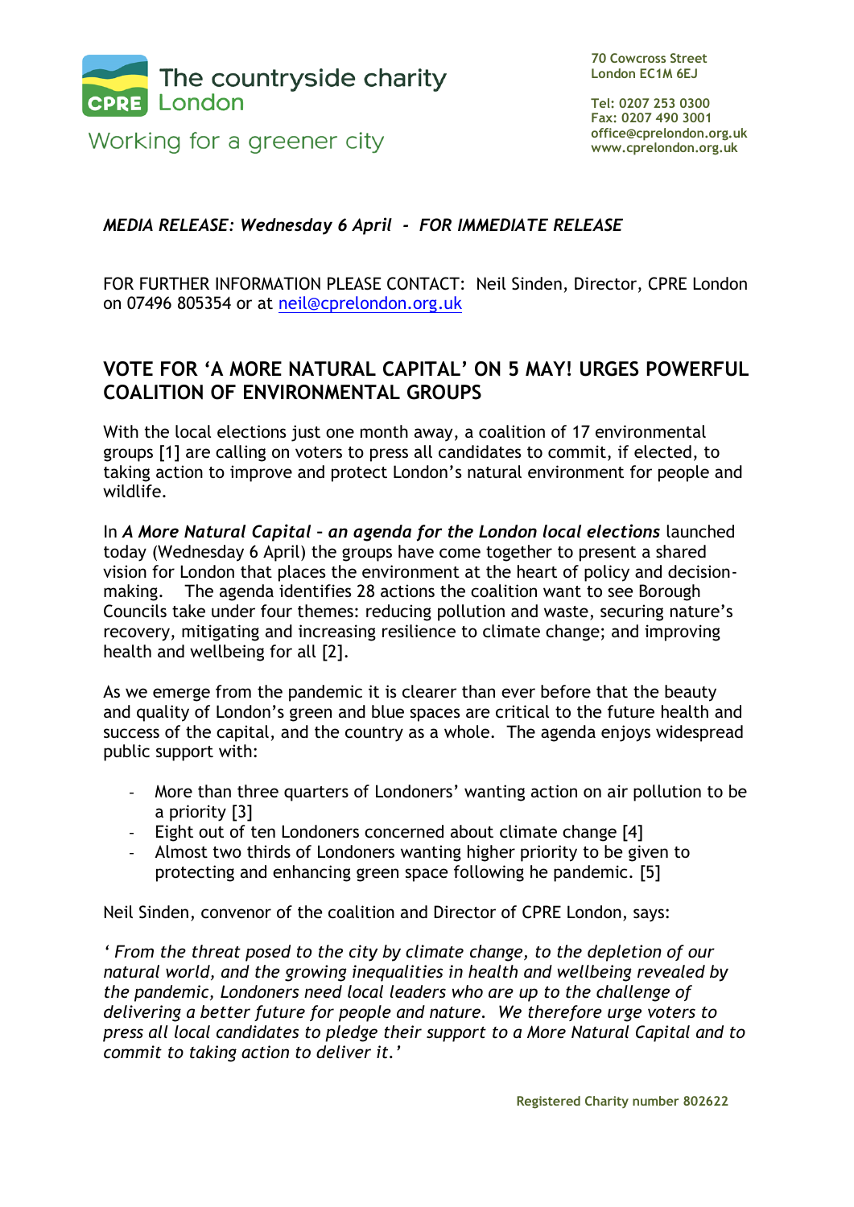The countryside charity
CPRE London

Working for a greener city

70 Cowcross Street
London EC1M 6EJ

Tel: 0207 253 0300
Fax: 0207 490 3001
office@cprelondon.org.uk
www.cprelondon.org.uk

*MEDIA RELEASE: Wednesday 6 April - FOR IMMEDIATE RELEASE*

FOR FURTHER INFORMATION PLEASE CONTACT: Neil Sinden, Director, CPRE London on 07496 805354 or at neil@cprelondon.org.uk

## VOTE FOR 'A MORE NATURAL CAPITAL' ON 5 MAY! URGES POWERFUL COALITION OF ENVIRONMENTAL GROUPS

With the local elections just one month away, a coalition of 17 environmental groups [1] are calling on voters to press all candidates to commit, if elected, to taking action to improve and protect London's natural environment for people and wildlife.

In ***A More Natural Capital – an agenda for the London local elections*** launched today (Wednesday 6 April) the groups have come together to present a shared vision for London that places the environment at the heart of policy and decision-making. The agenda identifies 28 actions the coalition want to see Borough Councils take under four themes: reducing pollution and waste, securing nature's recovery, mitigating and increasing resilience to climate change; and improving health and wellbeing for all [2].

As we emerge from the pandemic it is clearer than ever before that the beauty and quality of London's green and blue spaces are critical to the future health and success of the capital, and the country as a whole. The agenda enjoys widespread public support with:

- More than three quarters of Londoners' wanting action on air pollution to be a priority [3]
- Eight out of ten Londoners concerned about climate change [4]
- Almost two thirds of Londoners wanting higher priority to be given to protecting and enhancing green space following he pandemic. [5]

Neil Sinden, convenor of the coalition and Director of CPRE London, says:

*' From the threat posed to the city by climate change, to the depletion of our natural world, and the growing inequalities in health and wellbeing revealed by the pandemic, Londoners need local leaders who are up to the challenge of delivering a better future for people and nature. We therefore urge voters to press all local candidates to pledge their support to a More Natural Capital and to commit to taking action to deliver it.'*

Registered Charity number 802622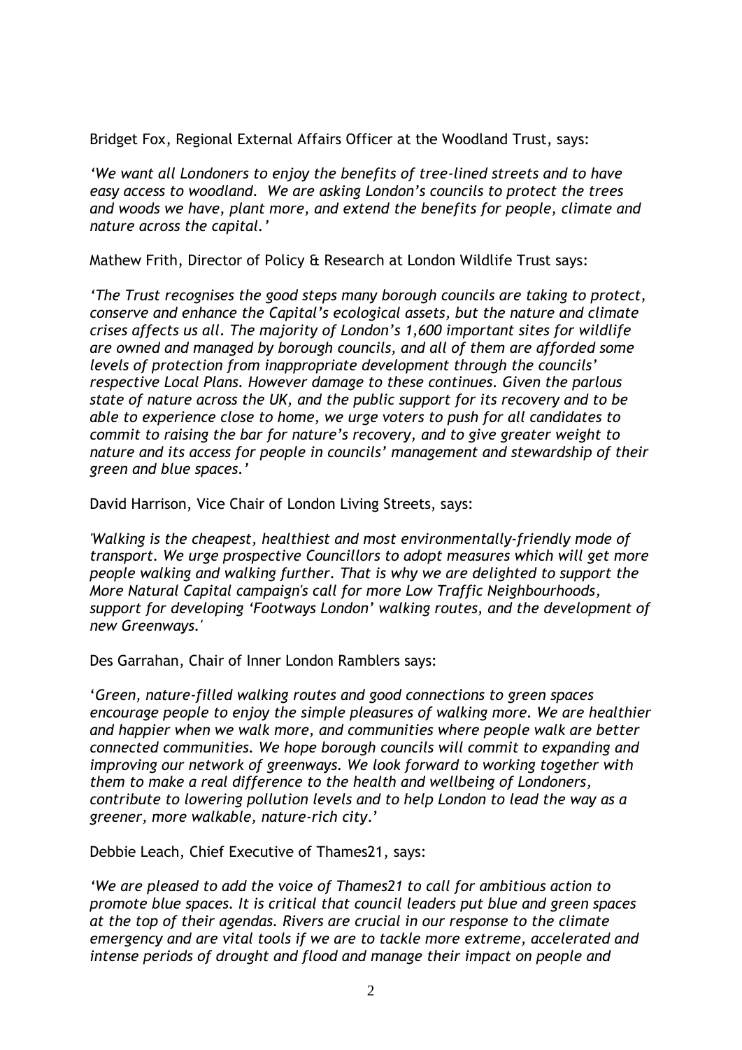Bridget Fox, Regional External Affairs Officer at the Woodland Trust, says:

*'We want all Londoners to enjoy the benefits of tree-lined streets and to have easy access to woodland. We are asking London's councils to protect the trees and woods we have, plant more, and extend the benefits for people, climate and nature across the capital.'*

Mathew Frith, Director of Policy & Research at London Wildlife Trust says:

*'The Trust recognises the good steps many borough councils are taking to protect, conserve and enhance the Capital's ecological assets, but the nature and climate crises affects us all. The majority of London's 1,600 important sites for wildlife are owned and managed by borough councils, and all of them are afforded some levels of protection from inappropriate development through the councils' respective Local Plans. However damage to these continues. Given the parlous state of nature across the UK, and the public support for its recovery and to be able to experience close to home, we urge voters to push for all candidates to commit to raising the bar for nature's recovery, and to give greater weight to nature and its access for people in councils' management and stewardship of their green and blue spaces.'*

David Harrison, Vice Chair of London Living Streets, says:

*'Walking is the cheapest, healthiest and most environmentally-friendly mode of transport. We urge prospective Councillors to adopt measures which will get more people walking and walking further. That is why we are delighted to support the More Natural Capital campaign's call for more Low Traffic Neighbourhoods, support for developing 'Footways London' walking routes, and the development of new Greenways.'*

Des Garrahan, Chair of Inner London Ramblers says:

'*Green, nature-filled walking routes and good connections to green spaces encourage people to enjoy the simple pleasures of walking more. We are healthier and happier when we walk more, and communities where people walk are better connected communities. We hope borough councils will commit to expanding and improving our network of greenways. We look forward to working together with them to make a real difference to the health and wellbeing of Londoners, contribute to lowering pollution levels and to help London to lead the way as a greener, more walkable, nature-rich city*.'

Debbie Leach, Chief Executive of Thames21, says:

*'We are pleased to add the voice of Thames21 to call for ambitious action to promote blue spaces. It is critical that council leaders put blue and green spaces at the top of their agendas. Rivers are crucial in our response to the climate emergency and are vital tools if we are to tackle more extreme, accelerated and intense periods of drought and flood and manage their impact on people and*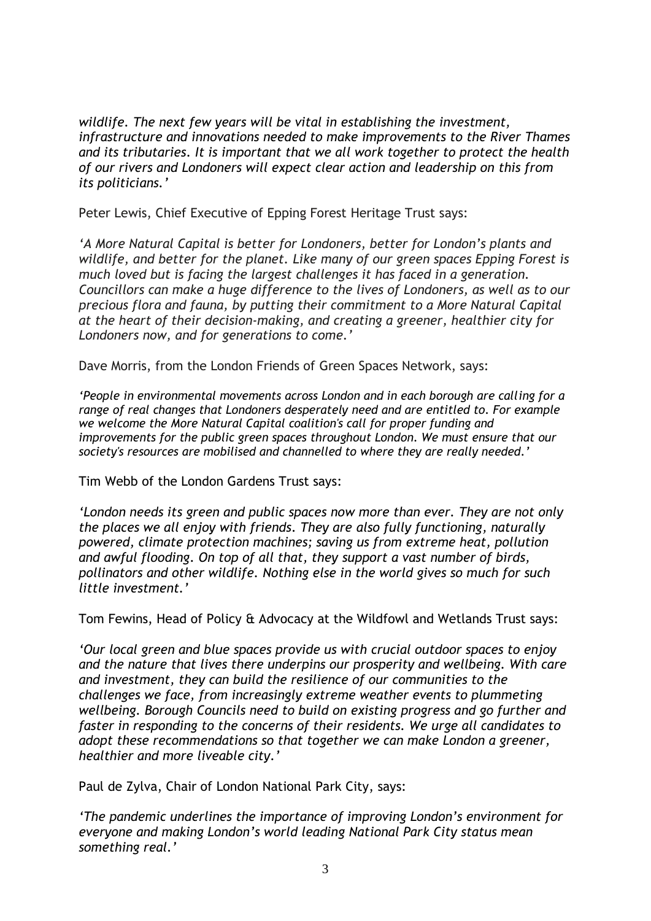*wildlife. The next few years will be vital in establishing the investment, infrastructure and innovations needed to make improvements to the River Thames and its tributaries. It is important that we all work together to protect the health of our rivers and Londoners will expect clear action and leadership on this from its politicians.'*

Peter Lewis, Chief Executive of Epping Forest Heritage Trust says:

*'A More Natural Capital is better for Londoners, better for London's plants and wildlife, and better for the planet. Like many of our green spaces Epping Forest is much loved but is facing the largest challenges it has faced in a generation. Councillors can make a huge difference to the lives of Londoners, as well as to our precious flora and fauna, by putting their commitment to a More Natural Capital at the heart of their decision-making, and creating a greener, healthier city for Londoners now, and for generations to come.'*

Dave Morris, from the London Friends of Green Spaces Network, says:

*'People in environmental movements across London and in each borough are calling for a range of real changes that Londoners desperately need and are entitled to. For example we welcome the More Natural Capital coalition's call for proper funding and improvements for the public green spaces throughout London. We must ensure that our society's resources are mobilised and channelled to where they are really needed.'*

Tim Webb of the London Gardens Trust says:

*'London needs its green and public spaces now more than ever. They are not only the places we all enjoy with friends. They are also fully functioning, naturally powered, climate protection machines; saving us from extreme heat, pollution and awful flooding. On top of all that, they support a vast number of birds, pollinators and other wildlife. Nothing else in the world gives so much for such little investment.'*

Tom Fewins, Head of Policy & Advocacy at the Wildfowl and Wetlands Trust says:

*'Our local green and blue spaces provide us with crucial outdoor spaces to enjoy and the nature that lives there underpins our prosperity and wellbeing. With care and investment, they can build the resilience of our communities to the challenges we face, from increasingly extreme weather events to plummeting wellbeing. Borough Councils need to build on existing progress and go further and faster in responding to the concerns of their residents. We urge all candidates to adopt these recommendations so that together we can make London a greener, healthier and more liveable city.'*

Paul de Zylva, Chair of London National Park City, says:

*'The pandemic underlines the importance of improving London's environment for everyone and making London's world leading National Park City status mean something real.'*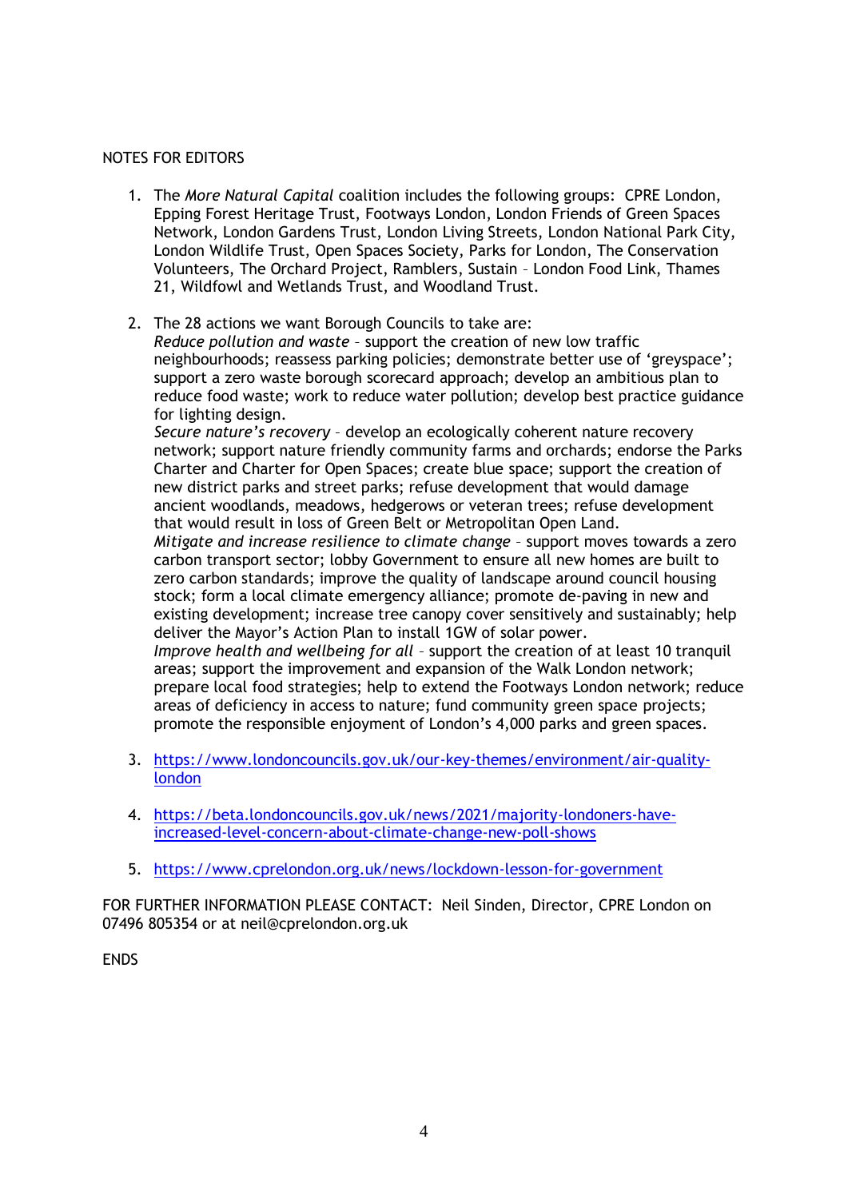NOTES FOR EDITORS

1. The *More Natural Capital* coalition includes the following groups: CPRE London, Epping Forest Heritage Trust, Footways London, London Friends of Green Spaces Network, London Gardens Trust, London Living Streets, London National Park City, London Wildlife Trust, Open Spaces Society, Parks for London, The Conservation Volunteers, The Orchard Project, Ramblers, Sustain – London Food Link, Thames 21, Wildfowl and Wetlands Trust, and Woodland Trust.

2. The 28 actions we want Borough Councils to take are:
   *Reduce pollution and waste* – support the creation of new low traffic neighbourhoods; reassess parking policies; demonstrate better use of 'greyspace'; support a zero waste borough scorecard approach; develop an ambitious plan to reduce food waste; work to reduce water pollution; develop best practice guidance for lighting design.
   *Secure nature's recovery* – develop an ecologically coherent nature recovery network; support nature friendly community farms and orchards; endorse the Parks Charter and Charter for Open Spaces; create blue space; support the creation of new district parks and street parks; refuse development that would damage ancient woodlands, meadows, hedgerows or veteran trees; refuse development that would result in loss of Green Belt or Metropolitan Open Land.
   *Mitigate and increase resilience to climate change* – support moves towards a zero carbon transport sector; lobby Government to ensure all new homes are built to zero carbon standards; improve the quality of landscape around council housing stock; form a local climate emergency alliance; promote de-paving in new and existing development; increase tree canopy cover sensitively and sustainably; help deliver the Mayor's Action Plan to install 1GW of solar power.
   *Improve health and wellbeing for all* – support the creation of at least 10 tranquil areas; support the improvement and expansion of the Walk London network; prepare local food strategies; help to extend the Footways London network; reduce areas of deficiency in access to nature; fund community green space projects; promote the responsible enjoyment of London's 4,000 parks and green spaces.

3. https://www.londoncouncils.gov.uk/our-key-themes/environment/air-quality-london

4. https://beta.londoncouncils.gov.uk/news/2021/majority-londoners-have-increased-level-concern-about-climate-change-new-poll-shows

5. https://www.cprelondon.org.uk/news/lockdown-lesson-for-government

FOR FURTHER INFORMATION PLEASE CONTACT: Neil Sinden, Director, CPRE London on 07496 805354 or at neil@cprelondon.org.uk

ENDS